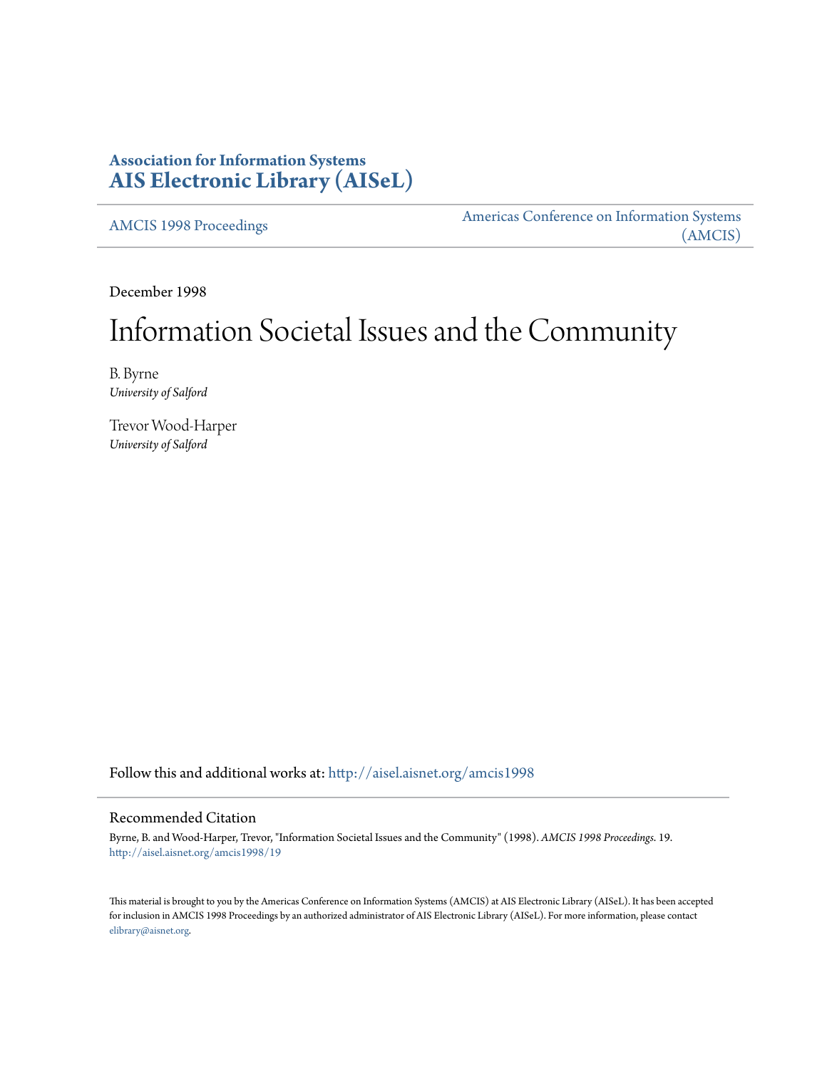**Association for Information Systems**
**AIS Electronic Library (AISeL)**

AMCIS 1998 Proceedings

Americas Conference on Information Systems (AMCIS)

December 1998

# Information Societal Issues and the Community

B. Byrne
*University of Salford*

Trevor Wood-Harper
*University of Salford*

Follow this and additional works at: http://aisel.aisnet.org/amcis1998

## Recommended Citation

Byrne, B. and Wood-Harper, Trevor, "Information Societal Issues and the Community" (1998). *AMCIS 1998 Proceedings*. 19.
http://aisel.aisnet.org/amcis1998/19

This material is brought to you by the Americas Conference on Information Systems (AMCIS) at AIS Electronic Library (AISeL). It has been accepted for inclusion in AMCIS 1998 Proceedings by an authorized administrator of AIS Electronic Library (AISeL). For more information, please contact elibrary@aisnet.org.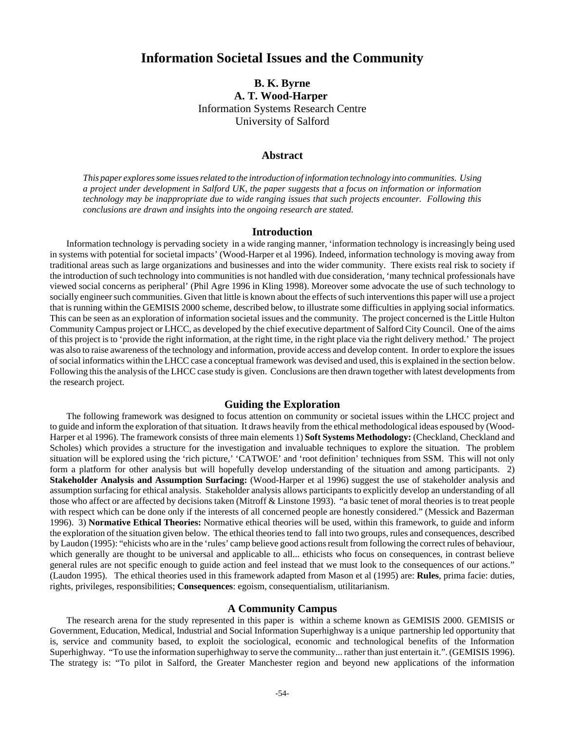# Information Societal Issues and the Community

**B. K. Byrne**
**A. T. Wood-Harper**
Information Systems Research Centre
University of Salford

## Abstract

*This paper explores some issues related to the introduction of information technology into communities. Using a project under development in Salford UK, the paper suggests that a focus on information or information technology may be inappropriate due to wide ranging issues that such projects encounter. Following this conclusions are drawn and insights into the ongoing research are stated.*

## Introduction

Information technology is pervading society in a wide ranging manner, 'information technology is increasingly being used in systems with potential for societal impacts' (Wood-Harper et al 1996). Indeed, information technology is moving away from traditional areas such as large organizations and businesses and into the wider community. There exists real risk to society if the introduction of such technology into communities is not handled with due consideration, 'many technical professionals have viewed social concerns as peripheral' (Phil Agre 1996 in Kling 1998). Moreover some advocate the use of such technology to socially engineer such communities. Given that little is known about the effects of such interventions this paper will use a project that is running within the GEMISIS 2000 scheme, described below, to illustrate some difficulties in applying social informatics. This can be seen as an exploration of information societal issues and the community. The project concerned is the Little Hulton Community Campus project or LHCC, as developed by the chief executive department of Salford City Council. One of the aims of this project is to 'provide the right information, at the right time, in the right place via the right delivery method.' The project was also to raise awareness of the technology and information, provide access and develop content. In order to explore the issues of social informatics within the LHCC case a conceptual framework was devised and used, this is explained in the section below. Following this the analysis of the LHCC case study is given. Conclusions are then drawn together with latest developments from the research project.

## Guiding the Exploration

The following framework was designed to focus attention on community or societal issues within the LHCC project and to guide and inform the exploration of that situation. It draws heavily from the ethical methodological ideas espoused by (Wood-Harper et al 1996). The framework consists of three main elements 1) **Soft Systems Methodology:** (Checkland, Checkland and Scholes) which provides a structure for the investigation and invaluable techniques to explore the situation. The problem situation will be explored using the 'rich picture,' 'CATWOE' and 'root definition' techniques from SSM. This will not only form a platform for other analysis but will hopefully develop understanding of the situation and among participants. 2) **Stakeholder Analysis and Assumption Surfacing:** (Wood-Harper et al 1996) suggest the use of stakeholder analysis and assumption surfacing for ethical analysis. Stakeholder analysis allows participants to explicitly develop an understanding of all those who affect or are affected by decisions taken (Mitroff & Linstone 1993). "a basic tenet of moral theories is to treat people with respect which can be done only if the interests of all concerned people are honestly considered." (Messick and Bazerman 1996). 3) **Normative Ethical Theories:** Normative ethical theories will be used, within this framework, to guide and inform the exploration of the situation given below. The ethical theories tend to fall into two groups, rules and consequences, described by Laudon (1995): "ehicists who are in the 'rules' camp believe good actions result from following the correct rules of behaviour, which generally are thought to be universal and applicable to all... ethicists who focus on consequences, in contrast believe general rules are not specific enough to guide action and feel instead that we must look to the consequences of our actions." (Laudon 1995). The ethical theories used in this framework adapted from Mason et al (1995) are: **Rules**, prima facie: duties, rights, privileges, responsibilities; **Consequences**: egoism, consequentialism, utilitarianism.

## A Community Campus

The research arena for the study represented in this paper is within a scheme known as GEMISIS 2000. GEMISIS or Government, Education, Medical, Industrial and Social Information Superhighway is a unique partnership led opportunity that is, service and community based, to exploit the sociological, economic and technological benefits of the Information Superhighway. "To use the information superhighway to serve the community... rather than just entertain it.". (GEMISIS 1996). The strategy is: "To pilot in Salford, the Greater Manchester region and beyond new applications of the information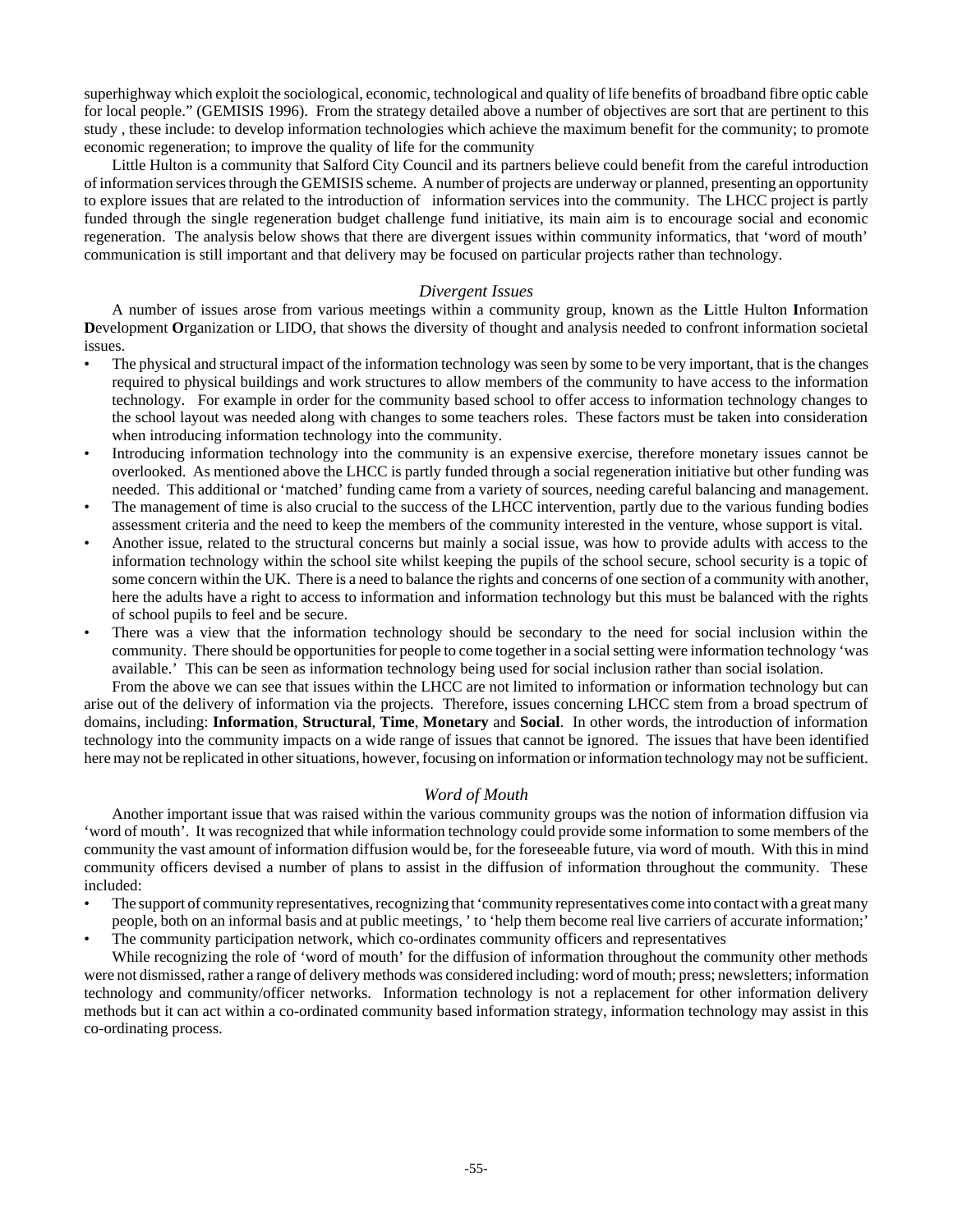superhighway which exploit the sociological, economic, technological and quality of life benefits of broadband fibre optic cable for local people." (GEMISIS 1996). From the strategy detailed above a number of objectives are sort that are pertinent to this study , these include: to develop information technologies which achieve the maximum benefit for the community; to promote economic regeneration; to improve the quality of life for the community

Little Hulton is a community that Salford City Council and its partners believe could benefit from the careful introduction of information services through the GEMISIS scheme. A number of projects are underway or planned, presenting an opportunity to explore issues that are related to the introduction of information services into the community. The LHCC project is partly funded through the single regeneration budget challenge fund initiative, its main aim is to encourage social and economic regeneration. The analysis below shows that there are divergent issues within community informatics, that 'word of mouth' communication is still important and that delivery may be focused on particular projects rather than technology.

### *Divergent Issues*

A number of issues arose from various meetings within a community group, known as the **L**ittle Hulton **I**nformation **D**evelopment **O**rganization or LIDO, that shows the diversity of thought and analysis needed to confront information societal issues.

- The physical and structural impact of the information technology was seen by some to be very important, that is the changes required to physical buildings and work structures to allow members of the community to have access to the information technology. For example in order for the community based school to offer access to information technology changes to the school layout was needed along with changes to some teachers roles. These factors must be taken into consideration when introducing information technology into the community.
- Introducing information technology into the community is an expensive exercise, therefore monetary issues cannot be overlooked. As mentioned above the LHCC is partly funded through a social regeneration initiative but other funding was needed. This additional or 'matched' funding came from a variety of sources, needing careful balancing and management.
- The management of time is also crucial to the success of the LHCC intervention, partly due to the various funding bodies assessment criteria and the need to keep the members of the community interested in the venture, whose support is vital.
- Another issue, related to the structural concerns but mainly a social issue, was how to provide adults with access to the information technology within the school site whilst keeping the pupils of the school secure, school security is a topic of some concern within the UK. There is a need to balance the rights and concerns of one section of a community with another, here the adults have a right to access to information and information technology but this must be balanced with the rights of school pupils to feel and be secure.
- There was a view that the information technology should be secondary to the need for social inclusion within the community. There should be opportunities for people to come together in a social setting were information technology 'was available.' This can be seen as information technology being used for social inclusion rather than social isolation.

From the above we can see that issues within the LHCC are not limited to information or information technology but can arise out of the delivery of information via the projects. Therefore, issues concerning LHCC stem from a broad spectrum of domains, including: **Information**, **Structural**, **Time**, **Monetary** and **Social**. In other words, the introduction of information technology into the community impacts on a wide range of issues that cannot be ignored. The issues that have been identified here may not be replicated in other situations, however, focusing on information or information technology may not be sufficient.

### *Word of Mouth*

Another important issue that was raised within the various community groups was the notion of information diffusion via 'word of mouth'. It was recognized that while information technology could provide some information to some members of the community the vast amount of information diffusion would be, for the foreseeable future, via word of mouth. With this in mind community officers devised a number of plans to assist in the diffusion of information throughout the community. These included:

- The support of community representatives, recognizing that 'community representatives come into contact with a great many people, both on an informal basis and at public meetings, ' to 'help them become real live carriers of accurate information;'
- The community participation network, which co-ordinates community officers and representatives

While recognizing the role of 'word of mouth' for the diffusion of information throughout the community other methods were not dismissed, rather a range of delivery methods was considered including: word of mouth; press; newsletters; information technology and community/officer networks. Information technology is not a replacement for other information delivery methods but it can act within a co-ordinated community based information strategy, information technology may assist in this co-ordinating process.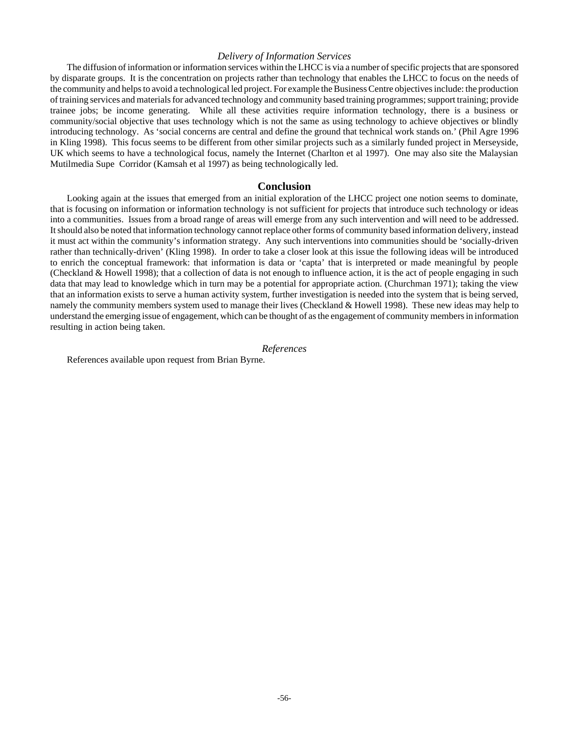### *Delivery of Information Services*

The diffusion of information or information services within the LHCC is via a number of specific projects that are sponsored by disparate groups. It is the concentration on projects rather than technology that enables the LHCC to focus on the needs of the community and helps to avoid a technological led project. For example the Business Centre objectives include: the production of training services and materials for advanced technology and community based training programmes; support training; provide trainee jobs; be income generating. While all these activities require information technology, there is a business or community/social objective that uses technology which is not the same as using technology to achieve objectives or blindly introducing technology. As 'social concerns are central and define the ground that technical work stands on.' (Phil Agre 1996 in Kling 1998). This focus seems to be different from other similar projects such as a similarly funded project in Merseyside, UK which seems to have a technological focus, namely the Internet (Charlton et al 1997). One may also site the Malaysian Mutilmedia Supe Corridor (Kamsah et al 1997) as being technologically led.

## Conclusion

Looking again at the issues that emerged from an initial exploration of the LHCC project one notion seems to dominate, that is focusing on information or information technology is not sufficient for projects that introduce such technology or ideas into a communities. Issues from a broad range of areas will emerge from any such intervention and will need to be addressed. It should also be noted that information technology cannot replace other forms of community based information delivery, instead it must act within the community's information strategy. Any such interventions into communities should be 'socially-driven rather than technically-driven' (Kling 1998). In order to take a closer look at this issue the following ideas will be introduced to enrich the conceptual framework: that information is data or 'capta' that is interpreted or made meaningful by people (Checkland & Howell 1998); that a collection of data is not enough to influence action, it is the act of people engaging in such data that may lead to knowledge which in turn may be a potential for appropriate action. (Churchman 1971); taking the view that an information exists to serve a human activity system, further investigation is needed into the system that is being served, namely the community members system used to manage their lives (Checkland & Howell 1998). These new ideas may help to understand the emerging issue of engagement, which can be thought of as the engagement of community members in information resulting in action being taken.

### *References*

References available upon request from Brian Byrne.